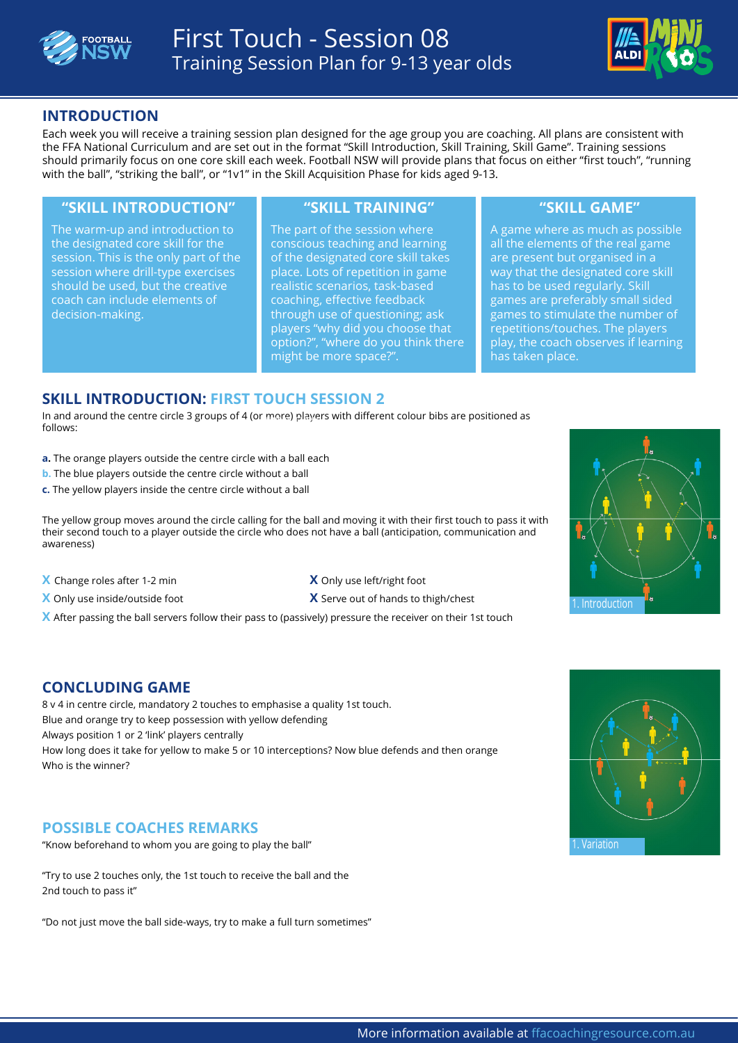# First Touch - Session 08

Training Session Plan for 9-13 year olds

## INTRODUCTION

Each week you will receive a training session plan designed for the age group you are coaching. All plans are consistent with the FFA National Curriculum and are set out in the format "Skill Introduction, Skill Training, Skill Game". Training sessions should primarily focus on one core skill each week. Football NSW will provide plans that focus on either "first touch", "running with the ball", "striking the ball", or "1v1" in the Skill Acquisition Phase for kids aged 9-13.

### "SKILL INTRODUCTION"

The warm-up and introduction to the designated core skill for the session. This is the only part of the session where drill-type exercises should be used, but the creative coach can include elements of decision-making.

### "SKILL TRAINING"

The part of the session where conscious teaching and learning of the designated core skill takes place. Lots of repetition in game realistic scenarios, task-based coaching, effective feedback through use of questioning; ask players "why did you choose that option?", "where do you think there might be more space?".

### "SKILL GAME"

A game where as much as possible all the elements of the real game are present but organised in a way that the designated core skill has to be used regularly. Skill games are preferably small sided games to stimulate the number of repetitions/touches. The players play, the coach observes if learning has taken place.

## SKILL INTRODUCTION: FIRST TOUCH SESSION 2

In and around the centre circle 3 groups of 4 (or more) players with different colour bibs are positioned as follows:

**a.** The orange players outside the centre circle with a ball each

**b.** The blue players outside the centre circle without a ball

**c.** The yellow players inside the centre circle without a ball

The yellow group moves around the circle calling for the ball and moving it with their first touch to pass it with their second touch to a player outside the circle who does not have a ball (anticipation, communication and awareness)

- **X** Change roles after 1-2 min
- **X** Only use left/right foot
- **X** Only use inside/outside foot
- **X** Serve out of hands to thigh/chest
- **X** After passing the ball servers follow their pass to (passively) pressure the receiver on their 1st touch

1. Introduction

## CONCLUDING GAME

8 v 4 in centre circle, mandatory 2 touches to emphasise a quality 1st touch.
Blue and orange try to keep possession with yellow defending
Always position 1 or 2 'link' players centrally
How long does it take for yellow to make 5 or 10 interceptions? Now blue defends and then orange
Who is the winner?

1. Variation

## POSSIBLE COACHES REMARKS

"Know beforehand to whom you are going to play the ball"

"Try to use 2 touches only, the 1st touch to receive the ball and the 2nd touch to pass it"

"Do not just move the ball side-ways, try to make a full turn sometimes"

More information available at ffacoachingresource.com.au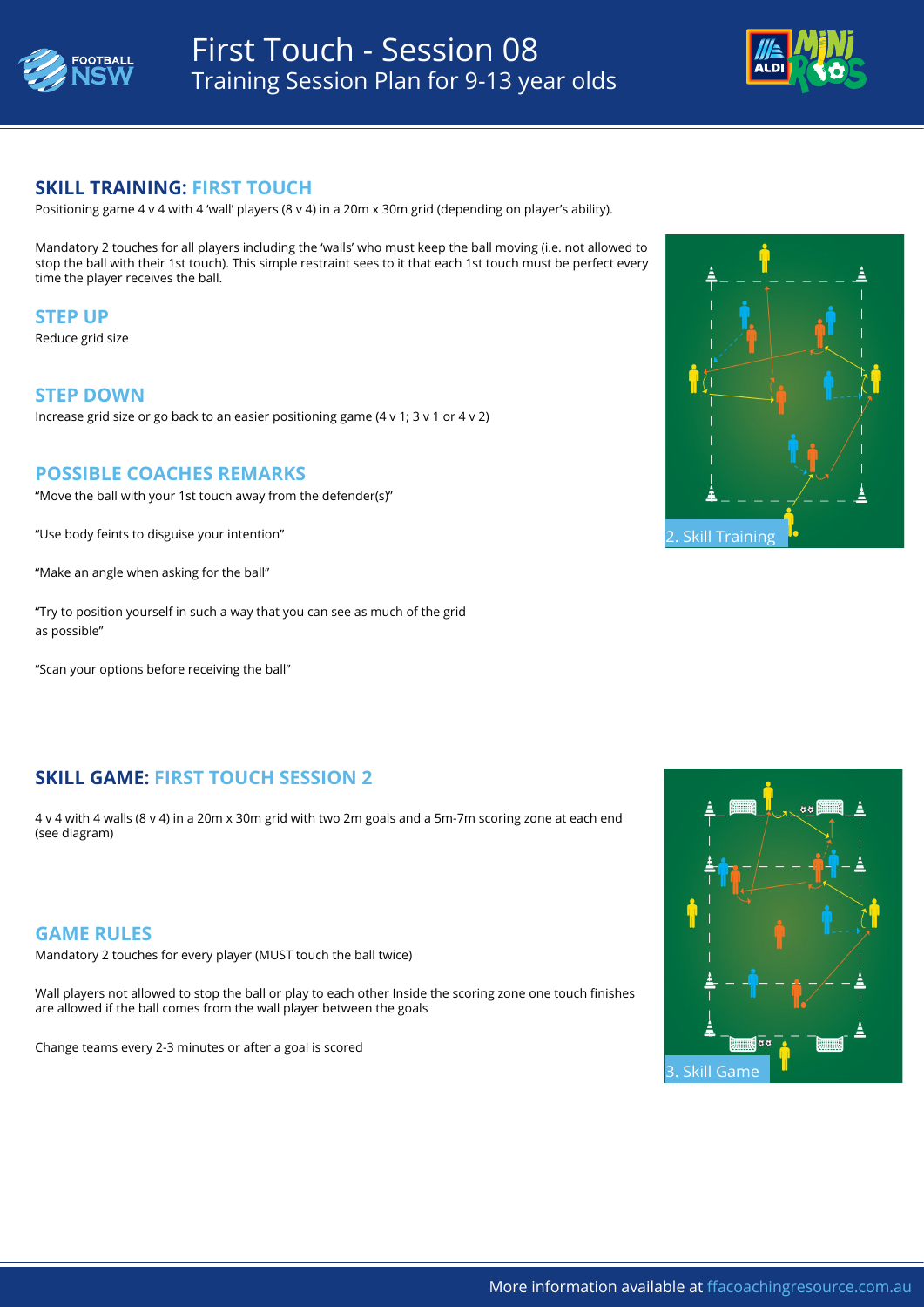# First Touch - Session 08

Training Session Plan for 9-13 year olds

## SKILL TRAINING: FIRST TOUCH

Positioning game 4 v 4 with 4 'wall' players (8 v 4) in a 20m x 30m grid (depending on player's ability).

Mandatory 2 touches for all players including the 'walls' who must keep the ball moving (i.e. not allowed to stop the ball with their 1st touch). This simple restraint sees to it that each 1st touch must be perfect every time the player receives the ball.

### STEP UP

Reduce grid size

### STEP DOWN

Increase grid size or go back to an easier positioning game (4 v 1; 3 v 1 or 4 v 2)

### POSSIBLE COACHES REMARKS

"Move the ball with your 1st touch away from the defender(s)"

"Use body feints to disguise your intention"

"Make an angle when asking for the ball"

"Try to position yourself in such a way that you can see as much of the grid as possible"

"Scan your options before receiving the ball"

2. Skill Training

## SKILL GAME: FIRST TOUCH SESSION 2

4 v 4 with 4 walls (8 v 4) in a 20m x 30m grid with two 2m goals and a 5m-7m scoring zone at each end (see diagram)

### GAME RULES

Mandatory 2 touches for every player (MUST touch the ball twice)

Wall players not allowed to stop the ball or play to each other Inside the scoring zone one touch finishes are allowed if the ball comes from the wall player between the goals

Change teams every 2-3 minutes or after a goal is scored

3. Skill Game

More information available at ffacoachingresource.com.au